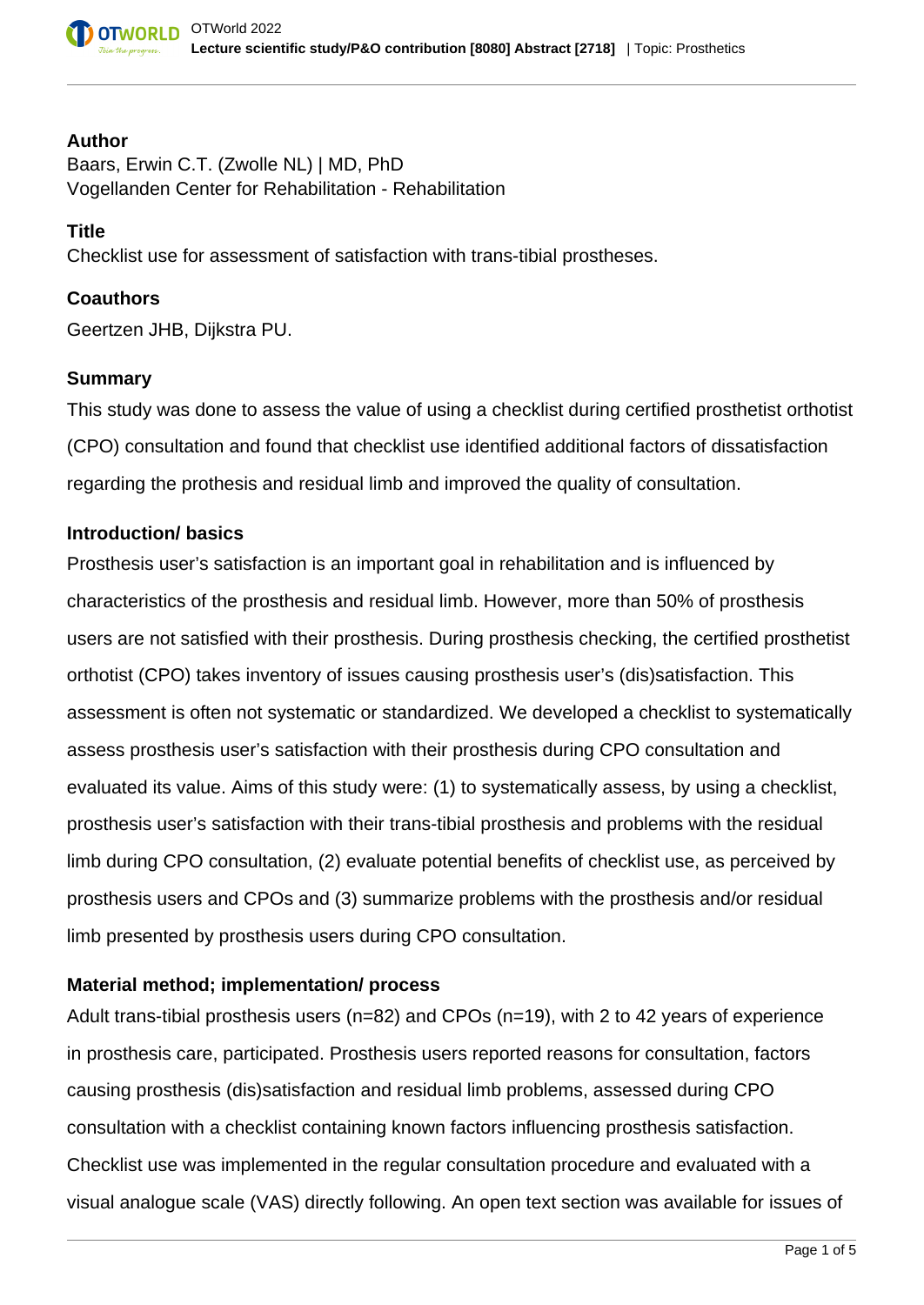## Author

Baars, Erwin C.T. (Zwolle NL) | MD, PhD
Vogellanden Center for Rehabilitation - Rehabilitation

## Title

Checklist use for assessment of satisfaction with trans-tibial prostheses.

## Coauthors

Geertzen JHB, Dijkstra PU.

## Summary

This study was done to assess the value of using a checklist during certified prosthetist orthotist (CPO) consultation and found that checklist use identified additional factors of dissatisfaction regarding the prothesis and residual limb and improved the quality of consultation.

## Introduction/ basics

Prosthesis user's satisfaction is an important goal in rehabilitation and is influenced by characteristics of the prosthesis and residual limb. However, more than 50% of prosthesis users are not satisfied with their prosthesis. During prosthesis checking, the certified prosthetist orthotist (CPO) takes inventory of issues causing prosthesis user's (dis)satisfaction. This assessment is often not systematic or standardized. We developed a checklist to systematically assess prosthesis user's satisfaction with their prosthesis during CPO consultation and evaluated its value. Aims of this study were: (1) to systematically assess, by using a checklist, prosthesis user's satisfaction with their trans-tibial prosthesis and problems with the residual limb during CPO consultation, (2) evaluate potential benefits of checklist use, as perceived by prosthesis users and CPOs and (3) summarize problems with the prosthesis and/or residual limb presented by prosthesis users during CPO consultation.

## Material method; implementation/ process

Adult trans-tibial prosthesis users (n=82) and CPOs (n=19), with 2 to 42 years of experience in prosthesis care, participated. Prosthesis users reported reasons for consultation, factors causing prosthesis (dis)satisfaction and residual limb problems, assessed during CPO consultation with a checklist containing known factors influencing prosthesis satisfaction. Checklist use was implemented in the regular consultation procedure and evaluated with a visual analogue scale (VAS) directly following. An open text section was available for issues of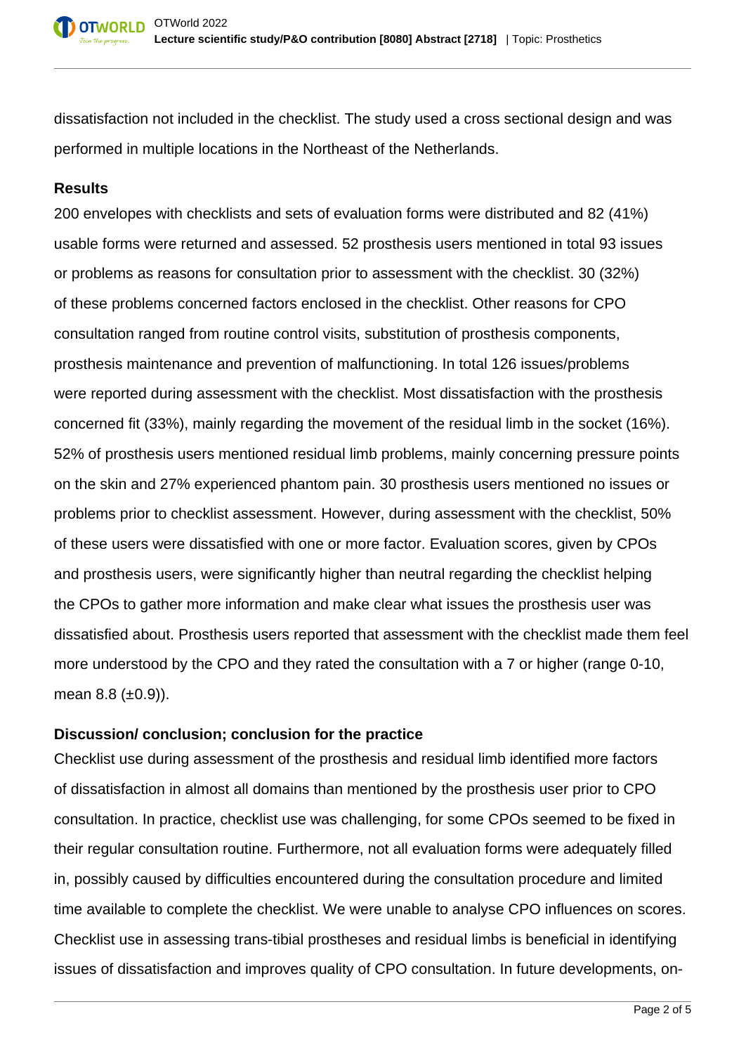dissatisfaction not included in the checklist. The study used a cross sectional design and was performed in multiple locations in the Northeast of the Netherlands.

**Results**

200 envelopes with checklists and sets of evaluation forms were distributed and 82 (41%) usable forms were returned and assessed. 52 prosthesis users mentioned in total 93 issues or problems as reasons for consultation prior to assessment with the checklist. 30 (32%) of these problems concerned factors enclosed in the checklist. Other reasons for CPO consultation ranged from routine control visits, substitution of prosthesis components, prosthesis maintenance and prevention of malfunctioning. In total 126 issues/problems were reported during assessment with the checklist. Most dissatisfaction with the prosthesis concerned fit (33%), mainly regarding the movement of the residual limb in the socket (16%). 52% of prosthesis users mentioned residual limb problems, mainly concerning pressure points on the skin and 27% experienced phantom pain. 30 prosthesis users mentioned no issues or problems prior to checklist assessment. However, during assessment with the checklist, 50% of these users were dissatisfied with one or more factor. Evaluation scores, given by CPOs and prosthesis users, were significantly higher than neutral regarding the checklist helping the CPOs to gather more information and make clear what issues the prosthesis user was dissatisfied about. Prosthesis users reported that assessment with the checklist made them feel more understood by the CPO and they rated the consultation with a 7 or higher (range 0-10, mean 8.8 (±0.9)).

**Discussion/ conclusion; conclusion for the practice**

Checklist use during assessment of the prosthesis and residual limb identified more factors of dissatisfaction in almost all domains than mentioned by the prosthesis user prior to CPO consultation. In practice, checklist use was challenging, for some CPOs seemed to be fixed in their regular consultation routine. Furthermore, not all evaluation forms were adequately filled in, possibly caused by difficulties encountered during the consultation procedure and limited time available to complete the checklist. We were unable to analyse CPO influences on scores. Checklist use in assessing trans-tibial prostheses and residual limbs is beneficial in identifying issues of dissatisfaction and improves quality of CPO consultation. In future developments, on-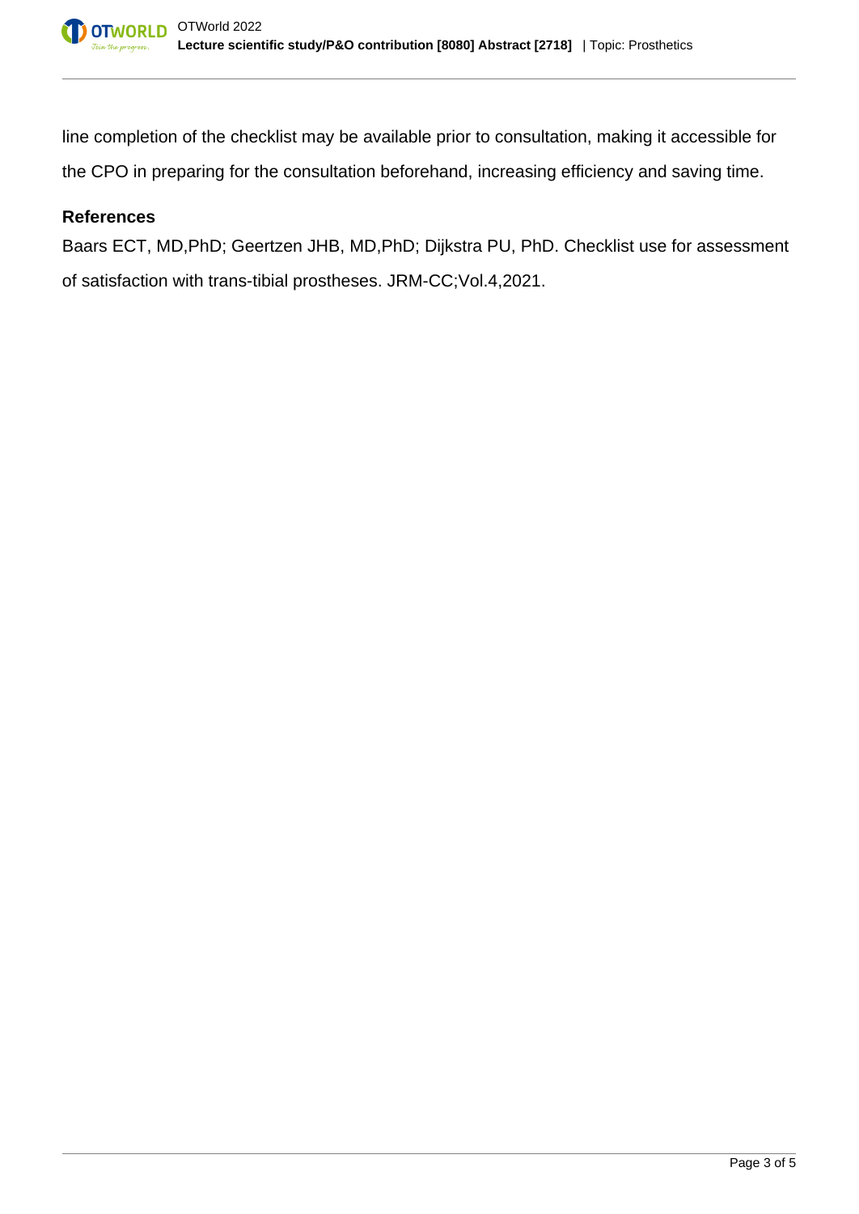line completion of the checklist may be available prior to consultation, making it accessible for the CPO in preparing for the consultation beforehand, increasing efficiency and saving time.

### References

Baars ECT, MD,PhD; Geertzen JHB, MD,PhD; Dijkstra PU, PhD. Checklist use for assessment of satisfaction with trans-tibial prostheses. JRM-CC;Vol.4,2021.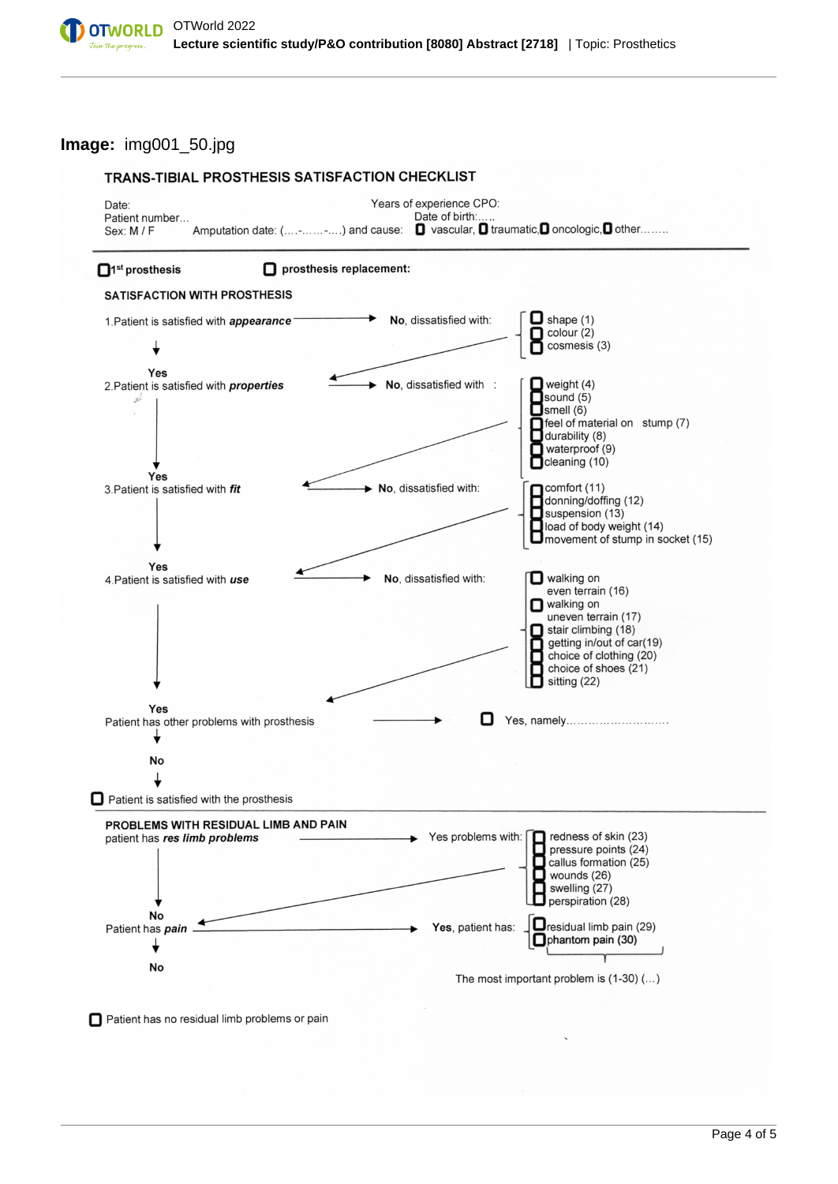**Image:** img001_50.jpg

## TRANS-TIBIAL PROSTHESIS SATISFACTION CHECKLIST

Date:
Patient number…
Sex: M / F

Years of experience CPO:
Date of birth:…..
Amputation date: (….-…….-….) and cause: ☐ vascular, ☐ traumatic, ☐ oncologic, ☐ other……..

☐ 1st prosthesis ☐ prosthesis replacement:

### SATISFACTION WITH PROSTHESIS

1. Patient is satisfied with ***appearance*** → **No**, dissatisfied with:
   - ☐ shape (1)
   - ☐ colour (2)
   - ☐ cosmesis (3)

**Yes**

2. Patient is satisfied with ***properties*** → **No**, dissatisfied with:
   - ☐ weight (4)
   - ☐ sound (5)
   - ☐ smell (6)
   - ☐ feel of material on stump (7)
   - ☐ durability (8)
   - ☐ waterproof (9)
   - ☐ cleaning (10)

**Yes**

3. Patient is satisfied with ***fit*** → **No**, dissatisfied with:
   - ☐ comfort (11)
   - ☐ donning/doffing (12)
   - ☐ suspension (13)
   - ☐ load of body weight (14)
   - ☐ movement of stump in socket (15)

**Yes**

4. Patient is satisfied with ***use*** → **No**, dissatisfied with:
   - ☐ walking on even terrain (16)
   - ☐ walking on uneven terrain (17)
   - ☐ stair climbing (18)
   - ☐ getting in/out of car(19)
   - ☐ choice of clothing (20)
   - ☐ choice of shoes (21)
   - ☐ sitting (22)

**Yes**

Patient has other problems with prosthesis → ☐ Yes, namely………………………….

**No**

☐ Patient is satisfied with the prosthesis

### PROBLEMS WITH RESIDUAL LIMB AND PAIN

patient has ***res limb problems*** → Yes problems with:
- ☐ redness of skin (23)
- ☐ pressure points (24)
- ☐ callus formation (25)
- ☐ wounds (26)
- ☐ swelling (27)
- ☐ perspiration (28)

**No**

Patient has ***pain*** → **Yes**, patient has:
- ☐ residual limb pain (29)
- ☐ phantom pain (30)

**No**

The most important problem is (1-30) (…)

☐ Patient has no residual limb problems or pain